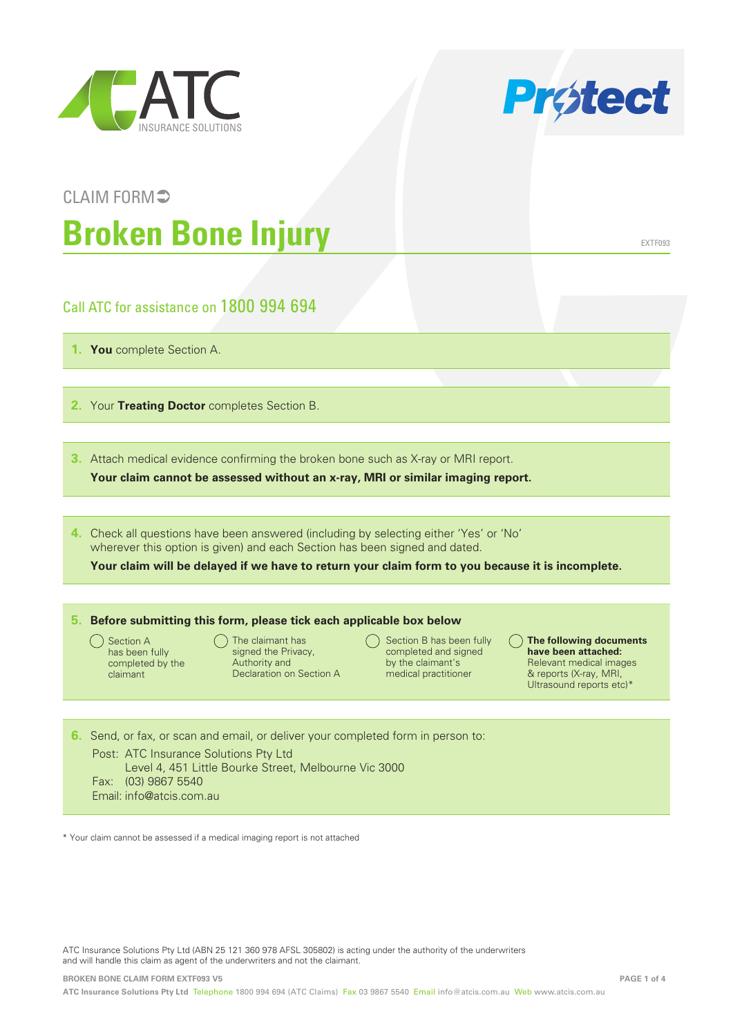ATC INSURANCE SOLUTIONS

Protect

CLAIM FORM

# Broken Bone Injury

EXTF093

## Call ATC for assistance on 1800 994 694

1. **You** complete Section A.

2. Your **Treating Doctor** completes Section B.

3. Attach medical evidence confirming the broken bone such as X-ray or MRI report.
   **Your claim cannot be assessed without an x-ray, MRI or similar imaging report.**

4. Check all questions have been answered (including by selecting either 'Yes' or 'No' wherever this option is given) and each Section has been signed and dated.
   **Your claim will be delayed if we have to return your claim form to you because it is incomplete.**

5. **Before submitting this form, please tick each applicable box below**

   - ◯ Section A has been fully completed by the claimant
   - ◯ The claimant has signed the Privacy, Authority and Declaration on Section A
   - ◯ Section B has been fully completed and signed by the claimant's medical practitioner
   - ◯ **The following documents have been attached:** Relevant medical images & reports (X-ray, MRI, Ultrasound reports etc)*

6. Send, or fax, or scan and email, or deliver your completed form in person to:

   Post: ATC Insurance Solutions Pty Ltd
   Level 4, 451 Little Bourke Street, Melbourne Vic 3000
   Fax: (03) 9867 5540
   Email: info@atcis.com.au

\* Your claim cannot be assessed if a medical imaging report is not attached

ATC Insurance Solutions Pty Ltd (ABN 25 121 360 978 AFSL 305802) is acting under the authority of the underwriters and will handle this claim as agent of the underwriters and not the claimant.

BROKEN BONE CLAIM FORM EXTF093 V5

ATC Insurance Solutions Pty Ltd Telephone 1800 994 694 (ATC Claims) Fax 03 9867 5540 Email info@atcis.com.au Web www.atcis.com.au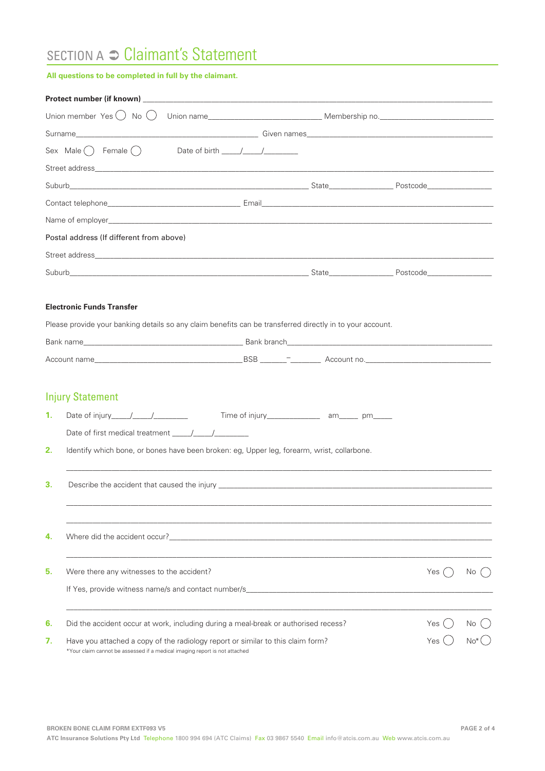# SECTION A ➲ Claimant's Statement

**All questions to be completed in full by the claimant.**

**Protect number (if known)** ____________________

Union member Yes ◯ No ◯ Union name____________________ Membership no.____________________

Surname____________________ Given names____________________

Sex Male ◯ Female ◯ Date of birth ____/____/________

Street address____________________

Suburb____________________ State__________ Postcode__________

Contact telephone____________________ Email____________________

Name of employer____________________

Postal address (If different from above)

Street address____________________

Suburb____________________ State__________ Postcode__________

**Electronic Funds Transfer**

Please provide your banking details so any claim benefits can be transferred directly in to your account.

Bank name____________________ Bank branch____________________

Account name____________________ BSB ______ – ______ Account no.____________________

## Injury Statement

1. Date of injury____/____/________ Time of injury__________ am_____ pm_____

   Date of first medical treatment ____/____/________

2. Identify which bone, or bones have been broken: eg, Upper leg, forearm, wrist, collarbone.

   ____________________

3. Describe the accident that caused the injury ____________________

   ____________________

   ____________________

4. Where did the accident occur?____________________

   ____________________

5. Were there any witnesses to the accident? Yes ◯ No ◯

   If Yes, provide witness name/s and contact number/s____________________

   ____________________

6. Did the accident occur at work, including during a meal-break or authorised recess? Yes ◯ No ◯

7. Have you attached a copy of the radiology report or similar to this claim form? Yes ◯ No* ◯

   *Your claim cannot be assessed if a medical imaging report is not attached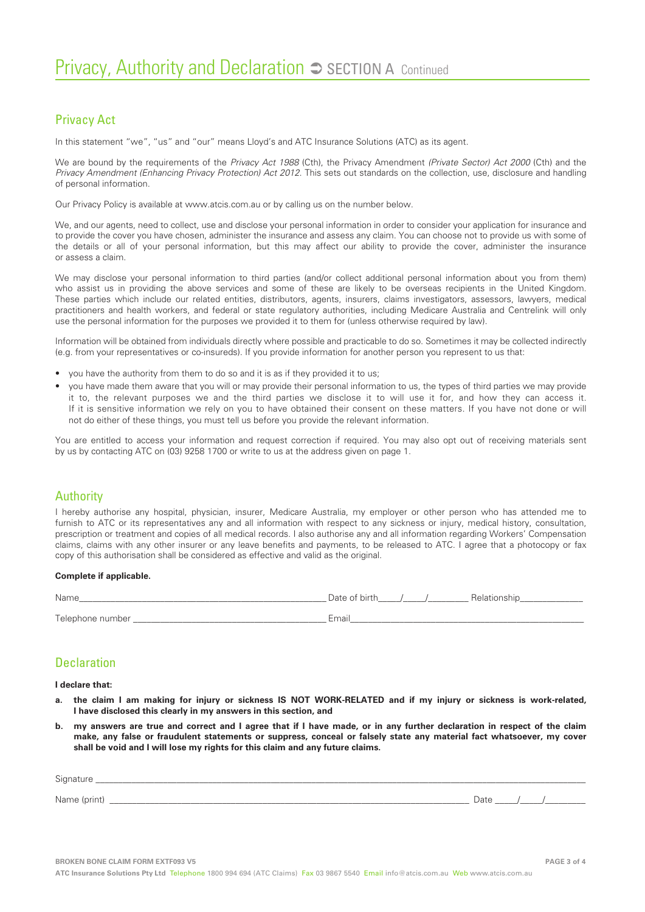# Privacy, Authority and Declaration ➲ SECTION A Continued

## Privacy Act

In this statement "we", "us" and "our" means Lloyd's and ATC Insurance Solutions (ATC) as its agent.

We are bound by the requirements of the *Privacy Act 1988* (Cth), the Privacy Amendment *(Private Sector) Act 2000* (Cth) and the *Privacy Amendment (Enhancing Privacy Protection) Act 2012*. This sets out standards on the collection, use, disclosure and handling of personal information.

Our Privacy Policy is available at www.atcis.com.au or by calling us on the number below.

We, and our agents, need to collect, use and disclose your personal information in order to consider your application for insurance and to provide the cover you have chosen, administer the insurance and assess any claim. You can choose not to provide us with some of the details or all of your personal information, but this may affect our ability to provide the cover, administer the insurance or assess a claim.

We may disclose your personal information to third parties (and/or collect additional personal information about you from them) who assist us in providing the above services and some of these are likely to be overseas recipients in the United Kingdom. These parties which include our related entities, distributors, agents, insurers, claims investigators, assessors, lawyers, medical practitioners and health workers, and federal or state regulatory authorities, including Medicare Australia and Centrelink will only use the personal information for the purposes we provided it to them for (unless otherwise required by law).

Information will be obtained from individuals directly where possible and practicable to do so. Sometimes it may be collected indirectly (e.g. from your representatives or co-insureds). If you provide information for another person you represent to us that:

- you have the authority from them to do so and it is as if they provided it to us;
- you have made them aware that you will or may provide their personal information to us, the types of third parties we may provide it to, the relevant purposes we and the third parties we disclose it to will use it for, and how they can access it. If it is sensitive information we rely on you to have obtained their consent on these matters. If you have not done or will not do either of these things, you must tell us before you provide the relevant information.

You are entitled to access your information and request correction if required. You may also opt out of receiving materials sent by us by contacting ATC on (03) 9258 1700 or write to us at the address given on page 1.

## Authority

I hereby authorise any hospital, physician, insurer, Medicare Australia, my employer or other person who has attended me to furnish to ATC or its representatives any and all information with respect to any sickness or injury, medical history, consultation, prescription or treatment and copies of all medical records. I also authorise any and all information regarding Workers' Compensation claims, claims with any other insurer or any leave benefits and payments, to be released to ATC. I agree that a photocopy or fax copy of this authorisation shall be considered as effective and valid as the original.

**Complete if applicable.**

Name_______________________________ Date of birth____/____/________ Relationship____________

Telephone number _______________________________ Email_______________________________

## Declaration

**I declare that:**

**a. the claim I am making for injury or sickness IS NOT WORK-RELATED and if my injury or sickness is work-related, I have disclosed this clearly in my answers in this section, and**

**b. my answers are true and correct and I agree that if I have made, or in any further declaration in respect of the claim make, any false or fraudulent statements or suppress, conceal or falsely state any material fact whatsoever, my cover shall be void and I will lose my rights for this claim and any future claims.**

Signature _______________________________________________

Name (print) _______________________________________________ Date ____/____/________

**BROKEN BONE CLAIM FORM EXTF093 V5**

**ATC Insurance Solutions Pty Ltd** Telephone 1800 994 694 (ATC Claims) Fax 03 9867 5540 Email info@atcis.com.au Web www.atcis.com.au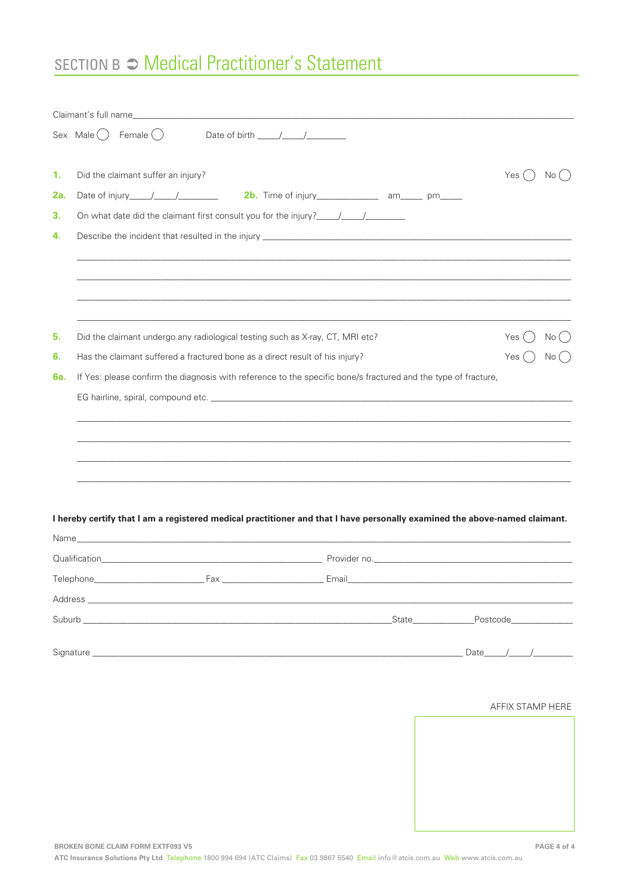# SECTION B ➲ Medical Practitioner's Statement

Claimant's full name\_\_\_\_\_\_\_\_\_\_\_\_\_\_\_\_\_\_\_\_\_\_\_\_\_\_\_\_\_\_\_\_\_\_\_\_\_\_\_\_

Sex Male ◯ Female ◯ Date of birth \_\_\_\_/\_\_\_\_/\_\_\_\_\_\_\_\_

**1.** Did the claimant suffer an injury? Yes ◯ No ◯

**2a.** Date of injury\_\_\_\_/\_\_\_\_/\_\_\_\_\_\_\_\_ **2b.** Time of injury\_\_\_\_\_\_\_\_\_\_\_\_ am\_\_\_\_\_ pm\_\_\_\_\_

**3.** On what date did the claimant first consult you for the injury?\_\_\_\_/\_\_\_\_/\_\_\_\_\_\_\_\_

**4.** Describe the incident that resulted in the injury \_\_\_\_\_\_\_\_\_\_\_\_\_\_\_\_\_\_\_\_\_\_\_\_\_\_\_\_\_\_\_\_\_\_\_\_\_\_\_\_

\_\_\_\_\_\_\_\_\_\_\_\_\_\_\_\_\_\_\_\_\_\_\_\_\_\_\_\_\_\_\_\_\_\_\_\_\_\_\_\_\_\_\_\_\_\_\_\_\_\_\_\_\_\_\_\_\_\_\_\_\_\_\_\_\_\_\_\_\_\_\_\_\_\_\_\_\_\_

\_\_\_\_\_\_\_\_\_\_\_\_\_\_\_\_\_\_\_\_\_\_\_\_\_\_\_\_\_\_\_\_\_\_\_\_\_\_\_\_\_\_\_\_\_\_\_\_\_\_\_\_\_\_\_\_\_\_\_\_\_\_\_\_\_\_\_\_\_\_\_\_\_\_\_\_\_\_

\_\_\_\_\_\_\_\_\_\_\_\_\_\_\_\_\_\_\_\_\_\_\_\_\_\_\_\_\_\_\_\_\_\_\_\_\_\_\_\_\_\_\_\_\_\_\_\_\_\_\_\_\_\_\_\_\_\_\_\_\_\_\_\_\_\_\_\_\_\_\_\_\_\_\_\_\_\_

\_\_\_\_\_\_\_\_\_\_\_\_\_\_\_\_\_\_\_\_\_\_\_\_\_\_\_\_\_\_\_\_\_\_\_\_\_\_\_\_\_\_\_\_\_\_\_\_\_\_\_\_\_\_\_\_\_\_\_\_\_\_\_\_\_\_\_\_\_\_\_\_\_\_\_\_\_\_

**5.** Did the claimant undergo any radiological testing such as X-ray, CT, MRI etc? Yes ◯ No ◯

**6.** Has the claimant suffered a fractured bone as a direct result of his injury? Yes ◯ No ◯

**6a.** If Yes: please confirm the diagnosis with reference to the specific bone/s fractured and the type of fracture, EG hairline, spiral, compound etc. \_\_\_\_\_\_\_\_\_\_\_\_\_\_\_\_\_\_\_\_\_\_\_\_\_\_\_\_\_\_\_\_\_\_\_\_\_\_\_\_

\_\_\_\_\_\_\_\_\_\_\_\_\_\_\_\_\_\_\_\_\_\_\_\_\_\_\_\_\_\_\_\_\_\_\_\_\_\_\_\_\_\_\_\_\_\_\_\_\_\_\_\_\_\_\_\_\_\_\_\_\_\_\_\_\_\_\_\_\_\_\_\_\_\_\_\_\_\_

\_\_\_\_\_\_\_\_\_\_\_\_\_\_\_\_\_\_\_\_\_\_\_\_\_\_\_\_\_\_\_\_\_\_\_\_\_\_\_\_\_\_\_\_\_\_\_\_\_\_\_\_\_\_\_\_\_\_\_\_\_\_\_\_\_\_\_\_\_\_\_\_\_\_\_\_\_\_

\_\_\_\_\_\_\_\_\_\_\_\_\_\_\_\_\_\_\_\_\_\_\_\_\_\_\_\_\_\_\_\_\_\_\_\_\_\_\_\_\_\_\_\_\_\_\_\_\_\_\_\_\_\_\_\_\_\_\_\_\_\_\_\_\_\_\_\_\_\_\_\_\_\_\_\_\_\_

\_\_\_\_\_\_\_\_\_\_\_\_\_\_\_\_\_\_\_\_\_\_\_\_\_\_\_\_\_\_\_\_\_\_\_\_\_\_\_\_\_\_\_\_\_\_\_\_\_\_\_\_\_\_\_\_\_\_\_\_\_\_\_\_\_\_\_\_\_\_\_\_\_\_\_\_\_\_

**I hereby certify that I am a registered medical practitioner and that I have personally examined the above-named claimant.**

Name\_\_\_\_\_\_\_\_\_\_\_\_\_\_\_\_\_\_\_\_\_\_\_\_\_\_\_\_\_\_\_\_\_\_\_\_\_\_\_\_

Qualification\_\_\_\_\_\_\_\_\_\_\_\_\_\_\_\_\_\_\_\_ Provider no.\_\_\_\_\_\_\_\_\_\_\_\_\_\_\_\_\_\_\_\_

Telephone\_\_\_\_\_\_\_\_\_\_\_\_ Fax \_\_\_\_\_\_\_\_\_\_\_\_ Email\_\_\_\_\_\_\_\_\_\_\_\_\_\_\_\_\_\_\_\_

Address \_\_\_\_\_\_\_\_\_\_\_\_\_\_\_\_\_\_\_\_\_\_\_\_\_\_\_\_\_\_\_\_\_\_\_\_\_\_\_\_

Suburb \_\_\_\_\_\_\_\_\_\_\_\_\_\_\_\_\_\_\_\_\_\_\_\_\_\_\_\_ State\_\_\_\_\_\_\_\_ Postcode\_\_\_\_\_\_\_\_

Signature \_\_\_\_\_\_\_\_\_\_\_\_\_\_\_\_\_\_\_\_\_\_\_\_\_\_\_\_\_\_\_\_\_\_\_\_ Date\_\_\_\_/\_\_\_\_/\_\_\_\_\_\_\_\_

AFFIX STAMP HERE

BROKEN BONE CLAIM FORM EXTF093 V5

**ATC Insurance Solutions Pty Ltd** Telephone 1800 994 694 (ATC Claims) Fax 03 9867 5540 Email info@atcis.com.au Web www.atcis.com.au